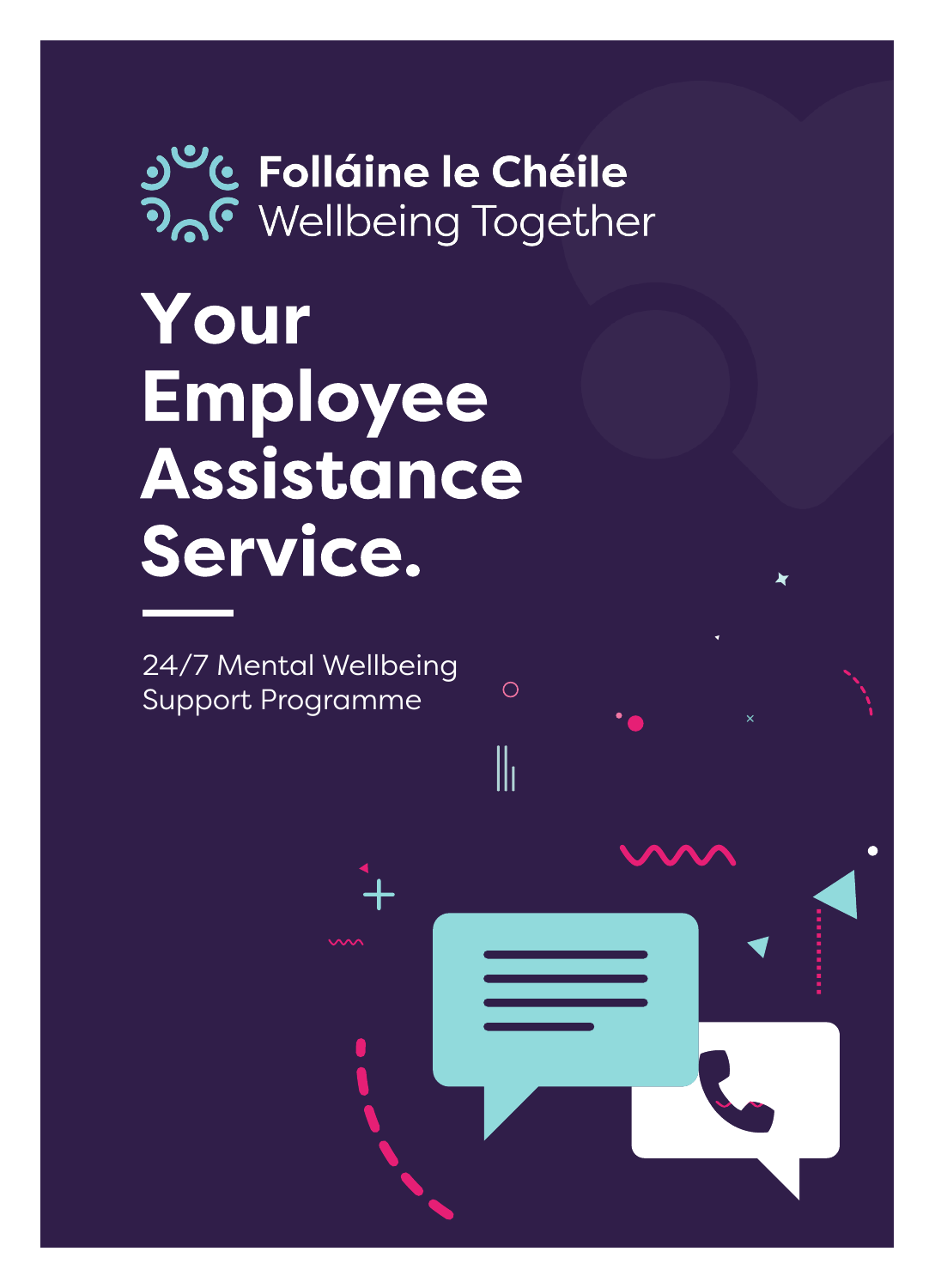**Folláine le Chéile**
Wellbeing Together

# Your Employee Assistance Service.

24/7 Mental Wellbeing Support Programme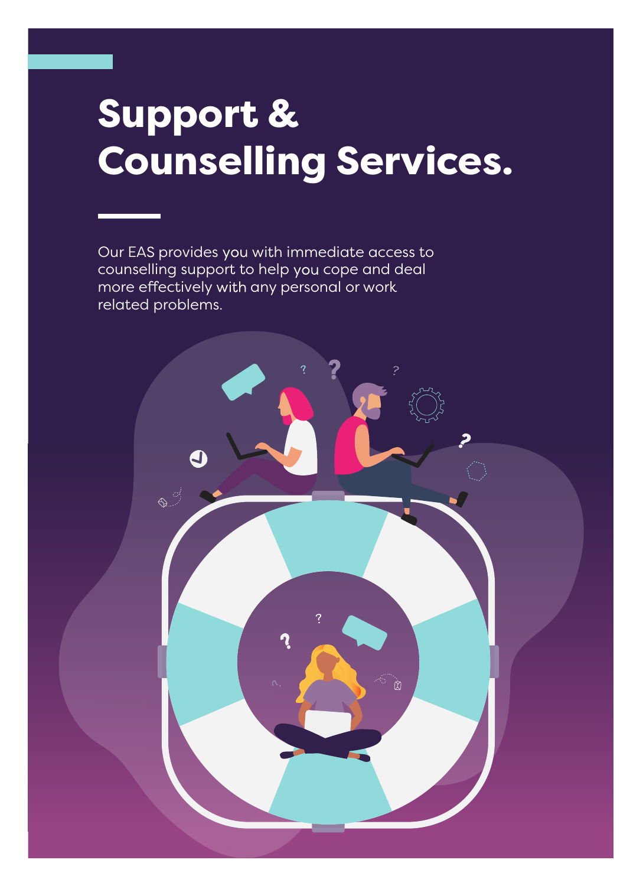# Support & Counselling Services.

Our EAS provides you with immediate access to counselling support to help you cope and deal more effectively with any personal or work related problems.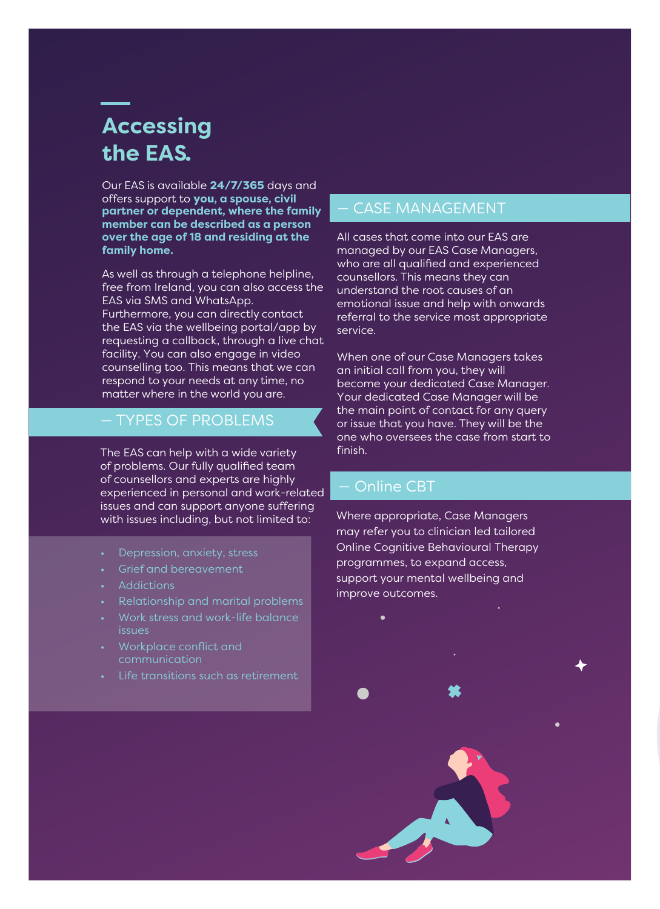# Accessing the EAS.

Our EAS is available **24/7/365** days and offers support to **you, a spouse, civil partner or dependent, where the family member can be described as a person over the age of 18 and residing at the family home.**

As well as through a telephone helpline, free from Ireland, you can also access the EAS via SMS and WhatsApp. Furthermore, you can directly contact the EAS via the wellbeing portal/app by requesting a callback, through a live chat facility. You can also engage in video counselling too. This means that we can respond to your needs at any time, no matter where in the world you are.

## — TYPES OF PROBLEMS

The EAS can help with a wide variety of problems. Our fully qualified team of counsellors and experts are highly experienced in personal and work-related issues and can support anyone suffering with issues including, but not limited to:

- Depression, anxiety, stress
- Grief and bereavement
- Addictions
- Relationship and marital problems
- Work stress and work-life balance issues
- Workplace conflict and communication
- Life transitions such as retirement

## — CASE MANAGEMENT

All cases that come into our EAS are managed by our EAS Case Managers, who are all qualified and experienced counsellors. This means they can understand the root causes of an emotional issue and help with onwards referral to the service most appropriate service.

When one of our Case Managers takes an initial call from you, they will become your dedicated Case Manager. Your dedicated Case Manager will be the main point of contact for any query or issue that you have. They will be the one who oversees the case from start to finish.

## — Online CBT

Where appropriate, Case Managers may refer you to clinician led tailored Online Cognitive Behavioural Therapy programmes, to expand access, support your mental wellbeing and improve outcomes.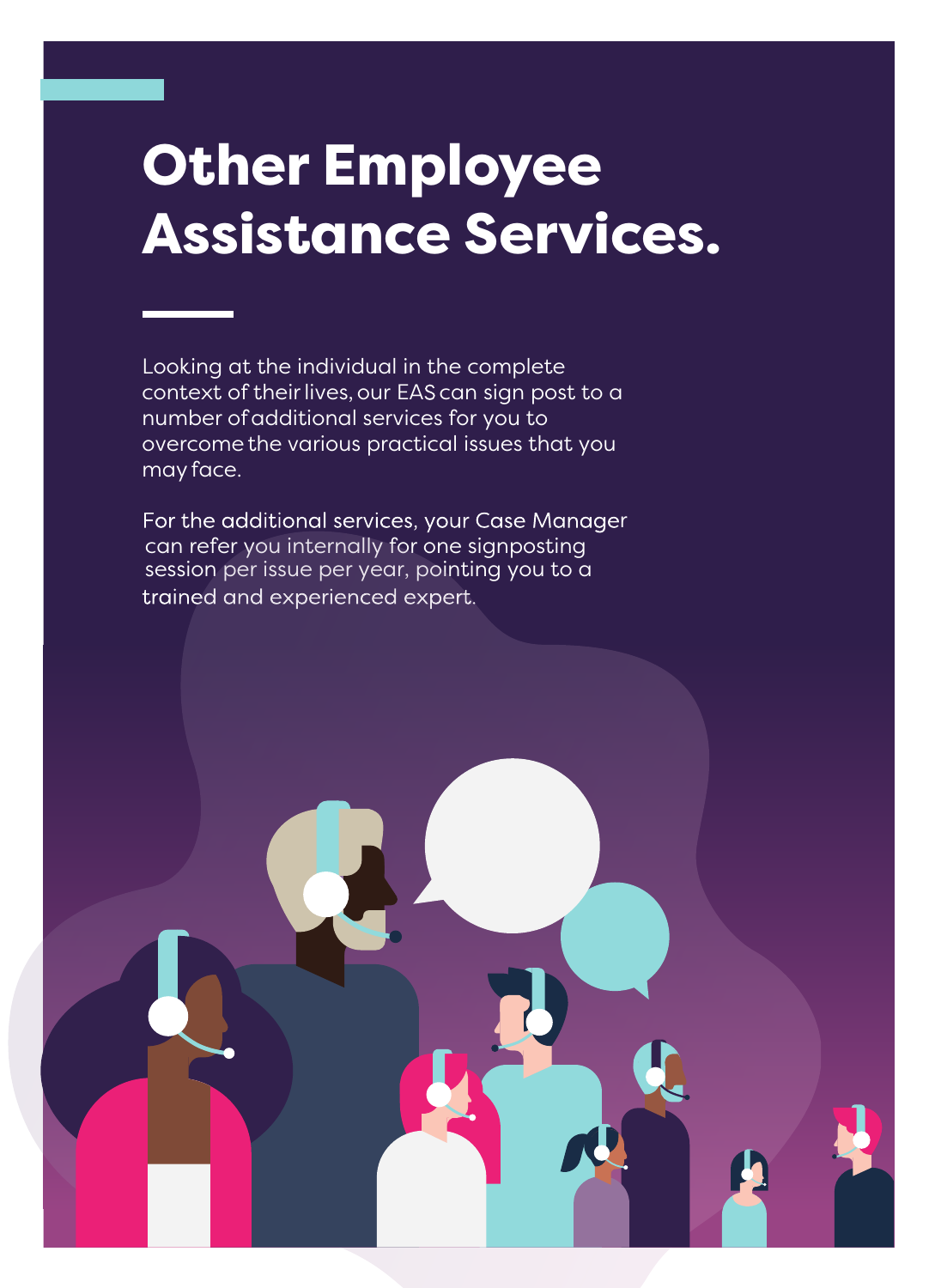# Other Employee Assistance Services.

Looking at the individual in the complete context of their lives, our EAS can sign post to a number of additional services for you to overcome the various practical issues that you may face.

For the additional services, your Case Manager can refer you internally for one signposting session per issue per year, pointing you to a trained and experienced expert.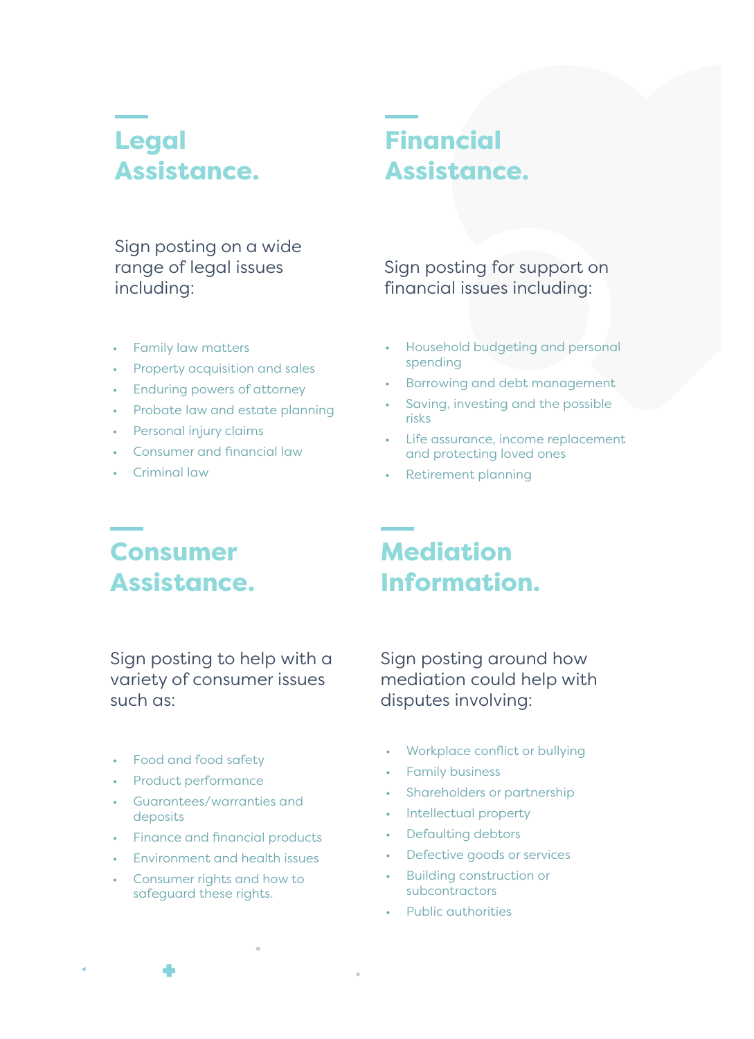## Legal Assistance.

Sign posting on a wide range of legal issues including:

- Family law matters
- Property acquisition and sales
- Enduring powers of attorney
- Probate law and estate planning
- Personal injury claims
- Consumer and financial law
- Criminal law

## Financial Assistance.

Sign posting for support on financial issues including:

- Household budgeting and personal spending
- Borrowing and debt management
- Saving, investing and the possible risks
- Life assurance, income replacement and protecting loved ones
- Retirement planning

## Consumer Assistance.

Sign posting to help with a variety of consumer issues such as:

- Food and food safety
- Product performance
- Guarantees/warranties and deposits
- Finance and financial products
- Environment and health issues
- Consumer rights and how to safeguard these rights.

## Mediation Information.

Sign posting around how mediation could help with disputes involving:

- Workplace conflict or bullying
- Family business
- Shareholders or partnership
- Intellectual property
- Defaulting debtors
- Defective goods or services
- Building construction or subcontractors
- Public authorities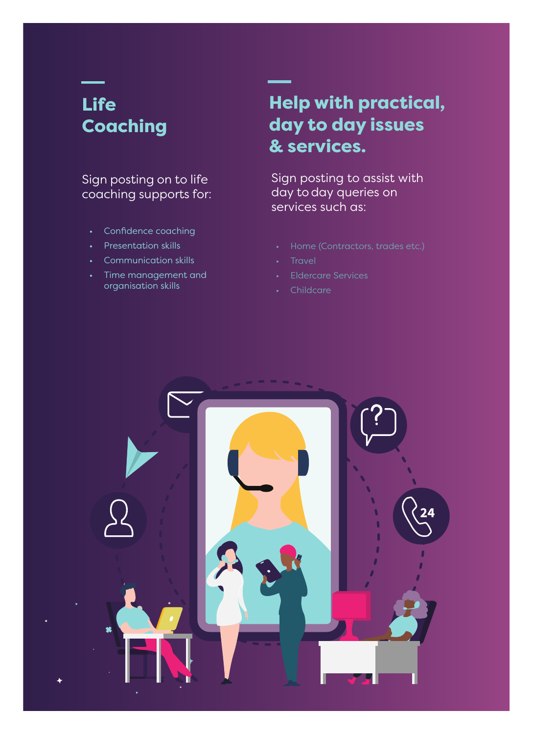## Life Coaching

Sign posting on to life coaching supports for:

- Confidence coaching
- Presentation skills
- Communication skills
- Time management and organisation skills

## Help with practical, day to day issues & services.

Sign posting to assist with day to day queries on services such as:

- Home (Contractors, trades etc.)
- Travel
- Eldercare Services
- Childcare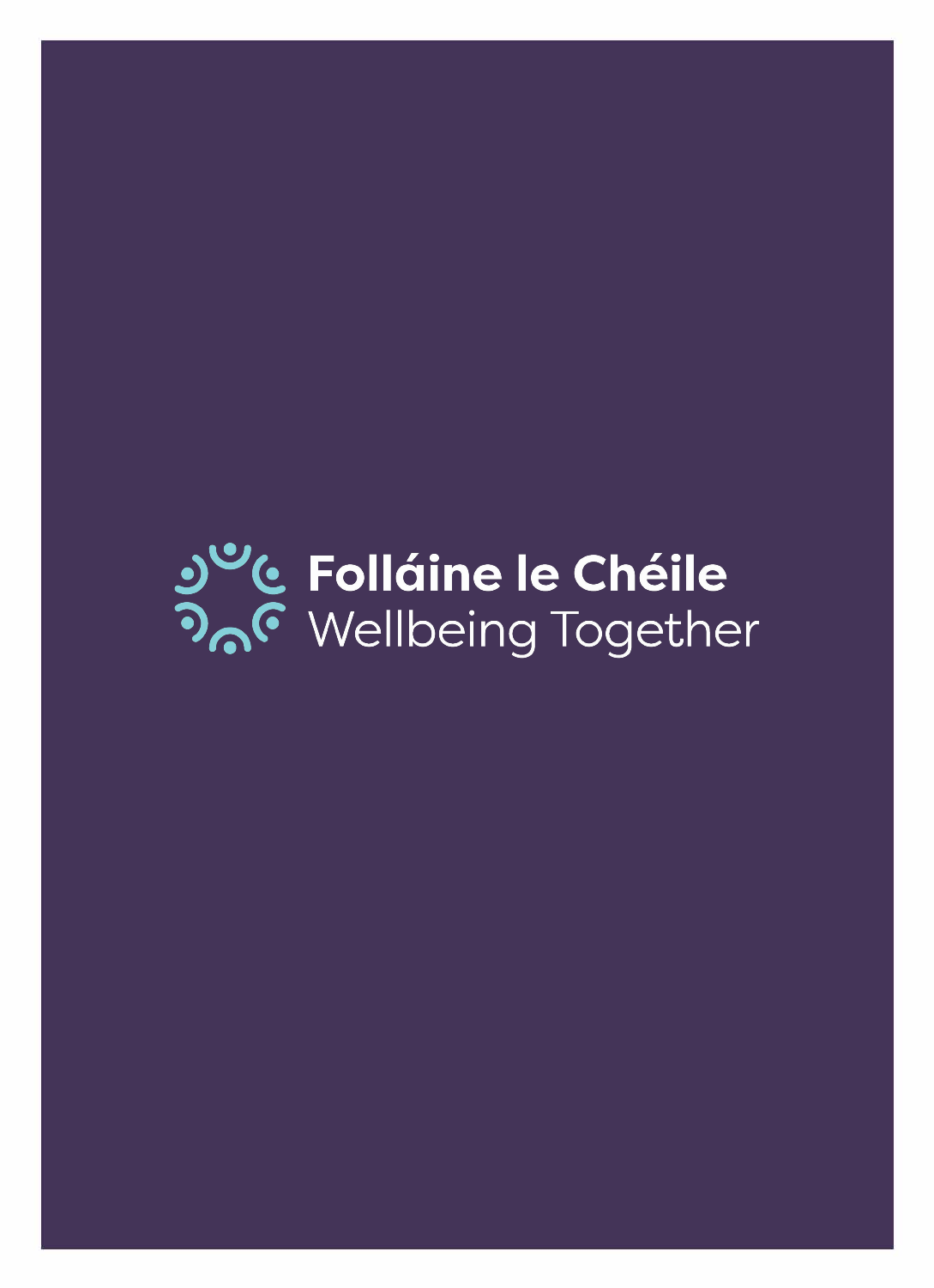**Folláine le Chéile**
Wellbeing Together